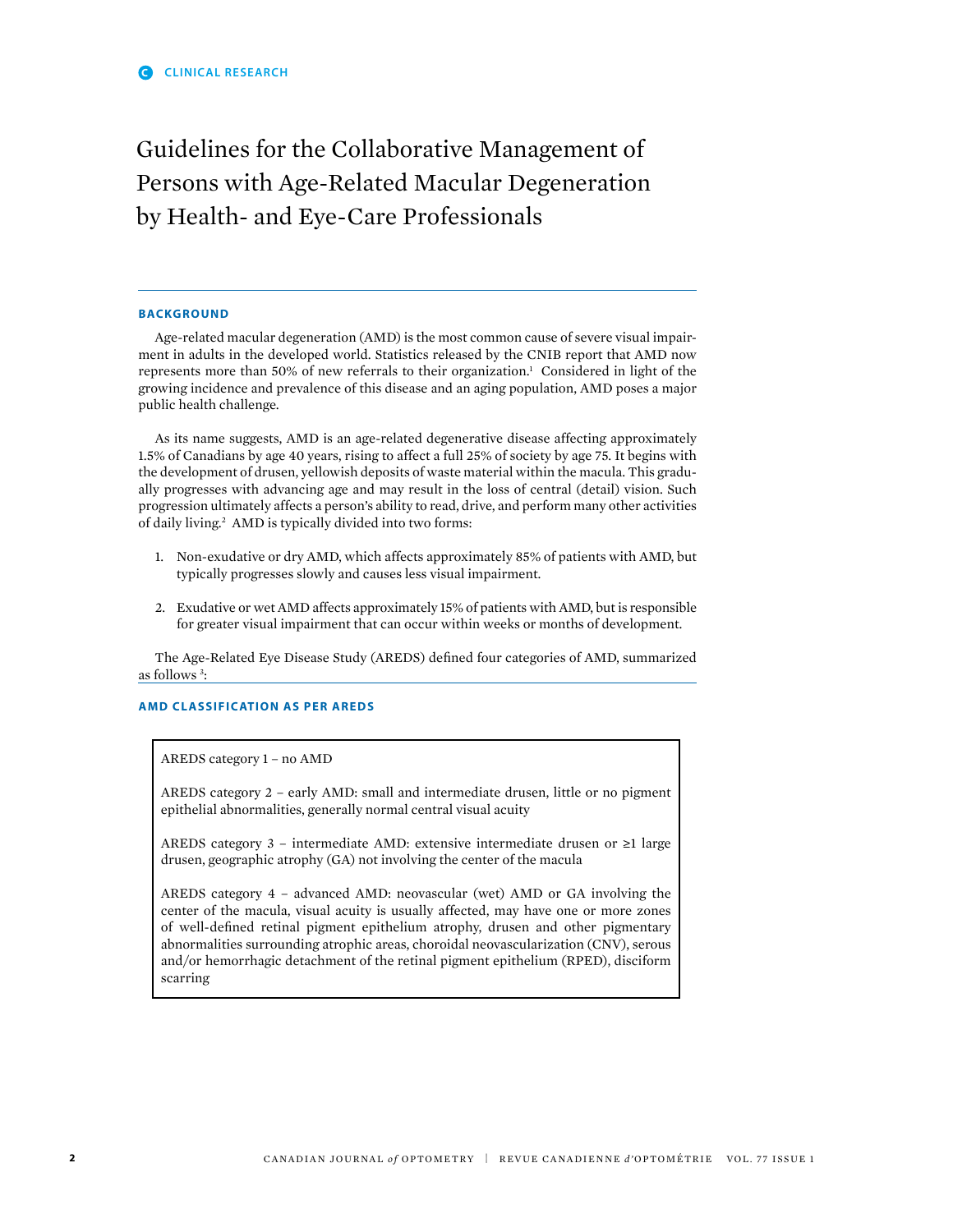CLINICAL RESEARCH

# Guidelines for the Collaborative Management of Persons with Age-Related Macular Degeneration by Health- and Eye-Care Professionals

## BACKGROUND

Age-related macular degeneration (AMD) is the most common cause of severe visual impairment in adults in the developed world. Statistics released by the CNIB report that AMD now represents more than 50% of new referrals to their organization.[1] Considered in light of the growing incidence and prevalence of this disease and an aging population, AMD poses a major public health challenge.

As its name suggests, AMD is an age-related degenerative disease affecting approximately 1.5% of Canadians by age 40 years, rising to affect a full 25% of society by age 75. It begins with the development of drusen, yellowish deposits of waste material within the macula. This gradually progresses with advancing age and may result in the loss of central (detail) vision. Such progression ultimately affects a person's ability to read, drive, and perform many other activities of daily living.[2] AMD is typically divided into two forms:

1. Non-exudative or dry AMD, which affects approximately 85% of patients with AMD, but typically progresses slowly and causes less visual impairment.

2. Exudative or wet AMD affects approximately 15% of patients with AMD, but is responsible for greater visual impairment that can occur within weeks or months of development.

The Age-Related Eye Disease Study (AREDS) defined four categories of AMD, summarized as follows [3]:

## AMD CLASSIFICATION AS PER AREDS

AREDS category 1 – no AMD

AREDS category 2 – early AMD: small and intermediate drusen, little or no pigment epithelial abnormalities, generally normal central visual acuity

AREDS category 3 – intermediate AMD: extensive intermediate drusen or ≥1 large drusen, geographic atrophy (GA) not involving the center of the macula

AREDS category 4 – advanced AMD: neovascular (wet) AMD or GA involving the center of the macula, visual acuity is usually affected, may have one or more zones of well-defined retinal pigment epithelium atrophy, drusen and other pigmentary abnormalities surrounding atrophic areas, choroidal neovascularization (CNV), serous and/or hemorrhagic detachment of the retinal pigment epithelium (RPED), disciform scarring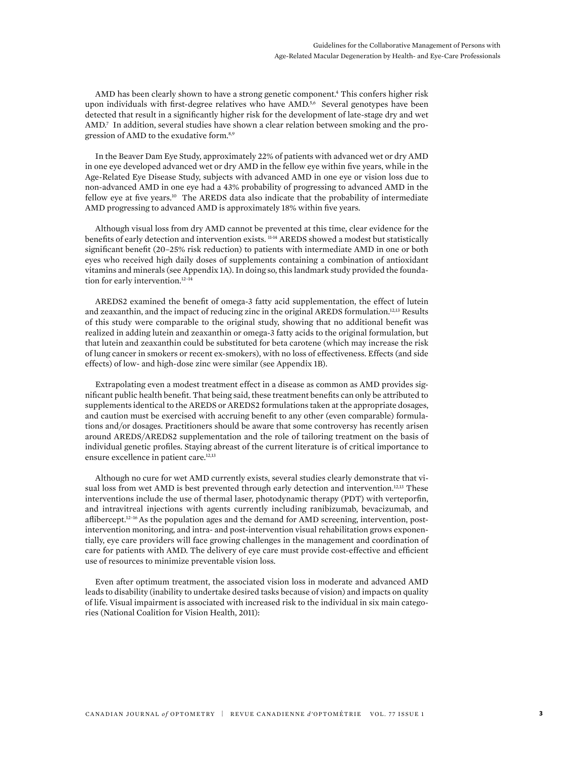AMD has been clearly shown to have a strong genetic component.[4] This confers higher risk upon individuals with first-degree relatives who have AMD.[5,6] Several genotypes have been detected that result in a significantly higher risk for the development of late-stage dry and wet AMD.[7] In addition, several studies have shown a clear relation between smoking and the progression of AMD to the exudative form.[8,9]

In the Beaver Dam Eye Study, approximately 22% of patients with advanced wet or dry AMD in one eye developed advanced wet or dry AMD in the fellow eye within five years, while in the Age-Related Eye Disease Study, subjects with advanced AMD in one eye or vision loss due to non-advanced AMD in one eye had a 43% probability of progressing to advanced AMD in the fellow eye at five years.[10] The AREDS data also indicate that the probability of intermediate AMD progressing to advanced AMD is approximately 18% within five years.

Although visual loss from dry AMD cannot be prevented at this time, clear evidence for the benefits of early detection and intervention exists.[11-14] AREDS showed a modest but statistically significant benefit (20–25% risk reduction) to patients with intermediate AMD in one or both eyes who received high daily doses of supplements containing a combination of antioxidant vitamins and minerals (see Appendix 1A). In doing so, this landmark study provided the foundation for early intervention.[12–14]

AREDS2 examined the benefit of omega-3 fatty acid supplementation, the effect of lutein and zeaxanthin, and the impact of reducing zinc in the original AREDS formulation.[12,13] Results of this study were comparable to the original study, showing that no additional benefit was realized in adding lutein and zeaxanthin or omega-3 fatty acids to the original formulation, but that lutein and zeaxanthin could be substituted for beta carotene (which may increase the risk of lung cancer in smokers or recent ex-smokers), with no loss of effectiveness. Effects (and side effects) of low- and high-dose zinc were similar (see Appendix 1B).

Extrapolating even a modest treatment effect in a disease as common as AMD provides significant public health benefit. That being said, these treatment benefits can only be attributed to supplements identical to the AREDS or AREDS2 formulations taken at the appropriate dosages, and caution must be exercised with accruing benefit to any other (even comparable) formulations and/or dosages. Practitioners should be aware that some controversy has recently arisen around AREDS/AREDS2 supplementation and the role of tailoring treatment on the basis of individual genetic profiles. Staying abreast of the current literature is of critical importance to ensure excellence in patient care.[12,13]

Although no cure for wet AMD currently exists, several studies clearly demonstrate that visual loss from wet AMD is best prevented through early detection and intervention.[12,13] These interventions include the use of thermal laser, photodynamic therapy (PDT) with verteporfin, and intravitreal injections with agents currently including ranibizumab, bevacizumab, and aflibercept.[12–16] As the population ages and the demand for AMD screening, intervention, post-intervention monitoring, and intra- and post-intervention visual rehabilitation grows exponentially, eye care providers will face growing challenges in the management and coordination of care for patients with AMD. The delivery of eye care must provide cost-effective and efficient use of resources to minimize preventable vision loss.

Even after optimum treatment, the associated vision loss in moderate and advanced AMD leads to disability (inability to undertake desired tasks because of vision) and impacts on quality of life. Visual impairment is associated with increased risk to the individual in six main categories (National Coalition for Vision Health, 2011):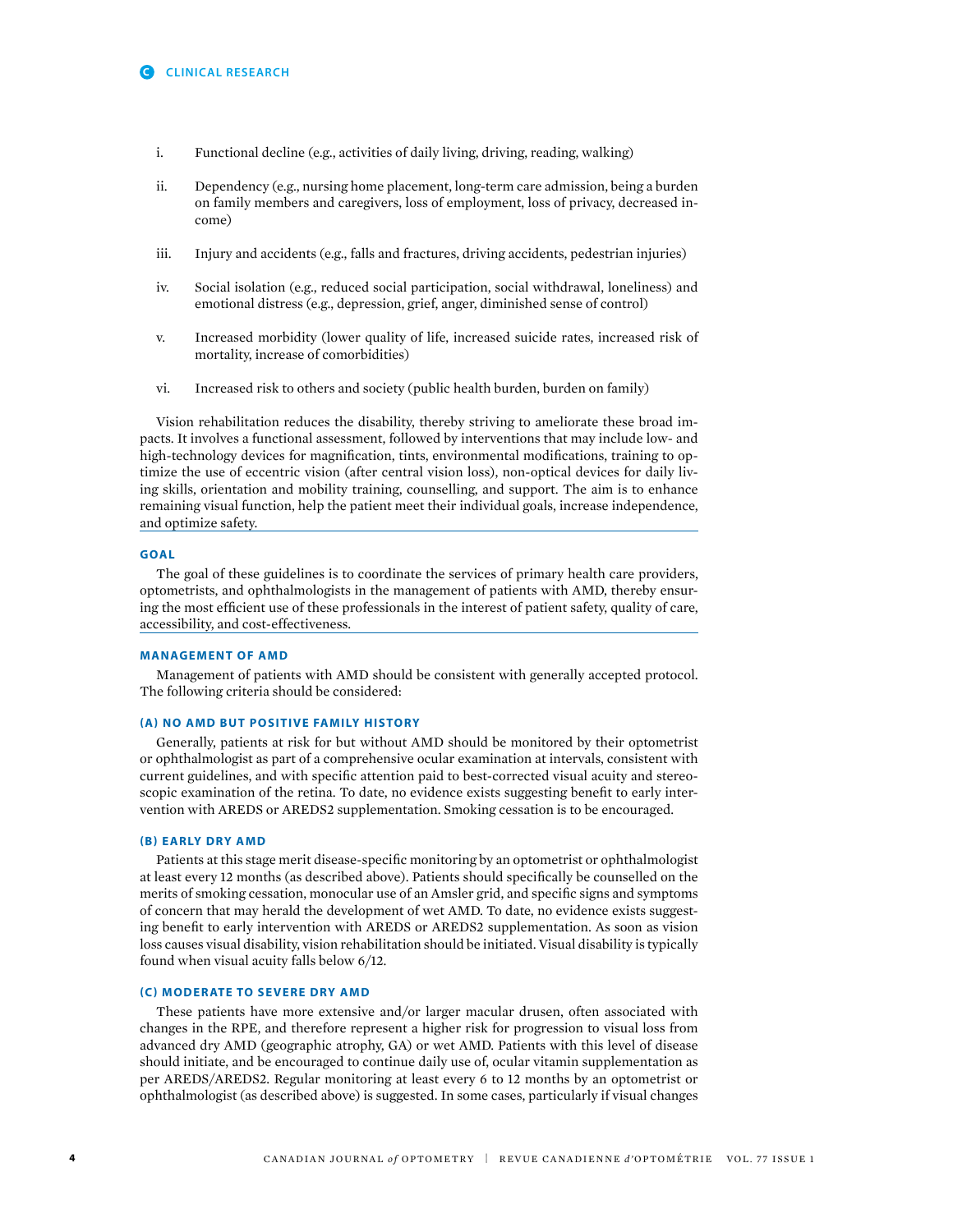i. Functional decline (e.g., activities of daily living, driving, reading, walking)

ii. Dependency (e.g., nursing home placement, long-term care admission, being a burden on family members and caregivers, loss of employment, loss of privacy, decreased income)

iii. Injury and accidents (e.g., falls and fractures, driving accidents, pedestrian injuries)

iv. Social isolation (e.g., reduced social participation, social withdrawal, loneliness) and emotional distress (e.g., depression, grief, anger, diminished sense of control)

v. Increased morbidity (lower quality of life, increased suicide rates, increased risk of mortality, increase of comorbidities)

vi. Increased risk to others and society (public health burden, burden on family)

Vision rehabilitation reduces the disability, thereby striving to ameliorate these broad impacts. It involves a functional assessment, followed by interventions that may include low- and high-technology devices for magnification, tints, environmental modifications, training to optimize the use of eccentric vision (after central vision loss), non-optical devices for daily living skills, orientation and mobility training, counselling, and support. The aim is to enhance remaining visual function, help the patient meet their individual goals, increase independence, and optimize safety.

## GOAL

The goal of these guidelines is to coordinate the services of primary health care providers, optometrists, and ophthalmologists in the management of patients with AMD, thereby ensuring the most efficient use of these professionals in the interest of patient safety, quality of care, accessibility, and cost-effectiveness.

## MANAGEMENT OF AMD

Management of patients with AMD should be consistent with generally accepted protocol. The following criteria should be considered:

### (A) NO AMD BUT POSITIVE FAMILY HISTORY

Generally, patients at risk for but without AMD should be monitored by their optometrist or ophthalmologist as part of a comprehensive ocular examination at intervals, consistent with current guidelines, and with specific attention paid to best-corrected visual acuity and stereoscopic examination of the retina. To date, no evidence exists suggesting benefit to early intervention with AREDS or AREDS2 supplementation. Smoking cessation is to be encouraged.

### (B) EARLY DRY AMD

Patients at this stage merit disease-specific monitoring by an optometrist or ophthalmologist at least every 12 months (as described above). Patients should specifically be counselled on the merits of smoking cessation, monocular use of an Amsler grid, and specific signs and symptoms of concern that may herald the development of wet AMD. To date, no evidence exists suggesting benefit to early intervention with AREDS or AREDS2 supplementation. As soon as vision loss causes visual disability, vision rehabilitation should be initiated. Visual disability is typically found when visual acuity falls below 6/12.

### (C) MODERATE TO SEVERE DRY AMD

These patients have more extensive and/or larger macular drusen, often associated with changes in the RPE, and therefore represent a higher risk for progression to visual loss from advanced dry AMD (geographic atrophy, GA) or wet AMD. Patients with this level of disease should initiate, and be encouraged to continue daily use of, ocular vitamin supplementation as per AREDS/AREDS2. Regular monitoring at least every 6 to 12 months by an optometrist or ophthalmologist (as described above) is suggested. In some cases, particularly if visual changes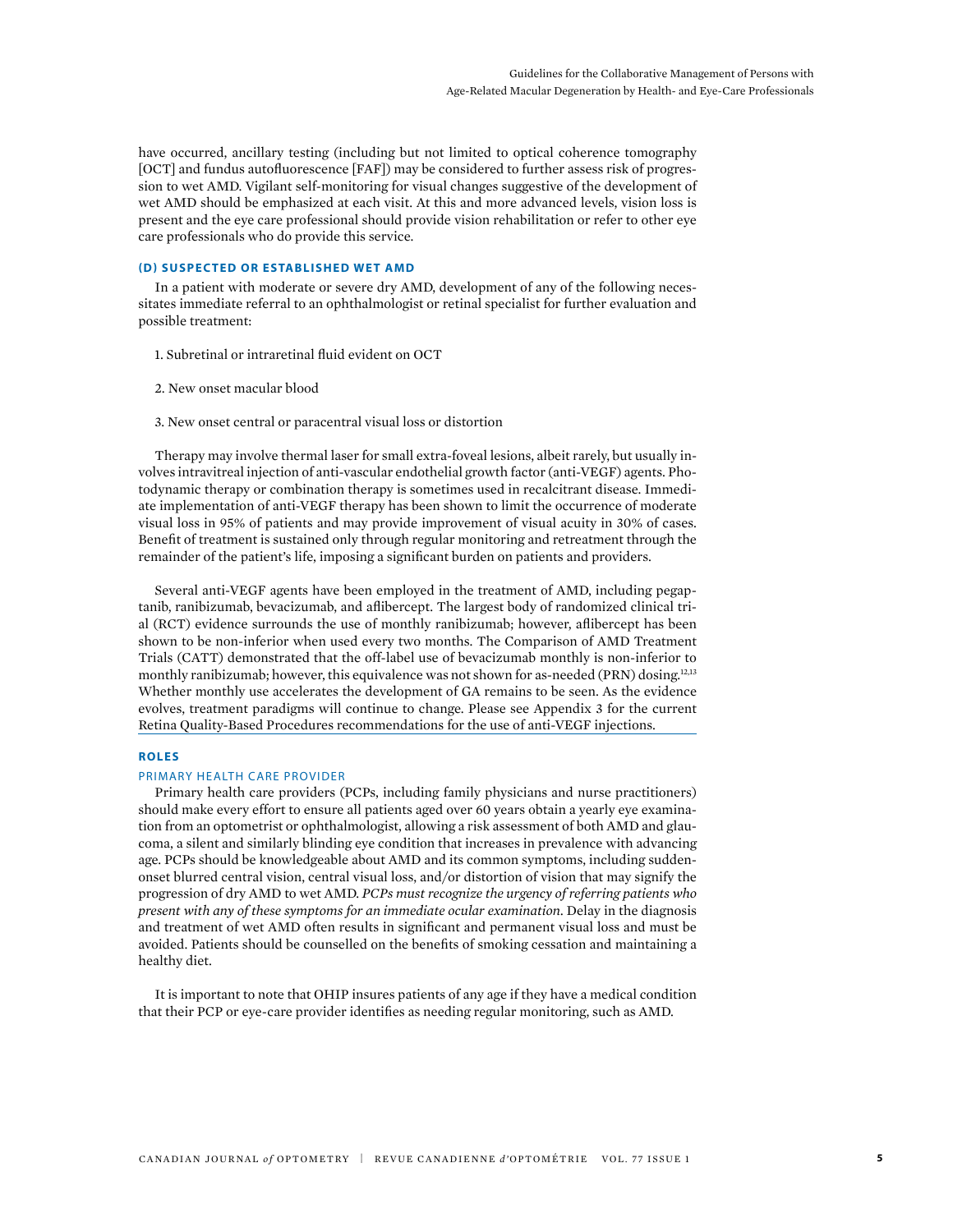have occurred, ancillary testing (including but not limited to optical coherence tomography [OCT] and fundus autofluorescence [FAF]) may be considered to further assess risk of progression to wet AMD. Vigilant self-monitoring for visual changes suggestive of the development of wet AMD should be emphasized at each visit. At this and more advanced levels, vision loss is present and the eye care professional should provide vision rehabilitation or refer to other eye care professionals who do provide this service.

### (D) SUSPECTED OR ESTABLISHED WET AMD

In a patient with moderate or severe dry AMD, development of any of the following necessitates immediate referral to an ophthalmologist or retinal specialist for further evaluation and possible treatment:

1. Subretinal or intraretinal fluid evident on OCT
2. New onset macular blood
3. New onset central or paracentral visual loss or distortion

Therapy may involve thermal laser for small extra-foveal lesions, albeit rarely, but usually involves intravitreal injection of anti-vascular endothelial growth factor (anti-VEGF) agents. Photodynamic therapy or combination therapy is sometimes used in recalcitrant disease. Immediate implementation of anti-VEGF therapy has been shown to limit the occurrence of moderate visual loss in 95% of patients and may provide improvement of visual acuity in 30% of cases. Benefit of treatment is sustained only through regular monitoring and retreatment through the remainder of the patient's life, imposing a significant burden on patients and providers.

Several anti-VEGF agents have been employed in the treatment of AMD, including pegaptanib, ranibizumab, bevacizumab, and aflibercept. The largest body of randomized clinical trial (RCT) evidence surrounds the use of monthly ranibizumab; however, aflibercept has been shown to be non-inferior when used every two months. The Comparison of AMD Treatment Trials (CATT) demonstrated that the off-label use of bevacizumab monthly is non-inferior to monthly ranibizumab; however, this equivalence was not shown for as-needed (PRN) dosing.[12,13] Whether monthly use accelerates the development of GA remains to be seen. As the evidence evolves, treatment paradigms will continue to change. Please see Appendix 3 for the current Retina Quality-Based Procedures recommendations for the use of anti-VEGF injections.

### ROLES

#### PRIMARY HEALTH CARE PROVIDER

Primary health care providers (PCPs, including family physicians and nurse practitioners) should make every effort to ensure all patients aged over 60 years obtain a yearly eye examination from an optometrist or ophthalmologist, allowing a risk assessment of both AMD and glaucoma, a silent and similarly blinding eye condition that increases in prevalence with advancing age. PCPs should be knowledgeable about AMD and its common symptoms, including sudden-onset blurred central vision, central visual loss, and/or distortion of vision that may signify the progression of dry AMD to wet AMD. *PCPs must recognize the urgency of referring patients who present with any of these symptoms for an immediate ocular examination*. Delay in the diagnosis and treatment of wet AMD often results in significant and permanent visual loss and must be avoided. Patients should be counselled on the benefits of smoking cessation and maintaining a healthy diet.

It is important to note that OHIP insures patients of any age if they have a medical condition that their PCP or eye-care provider identifies as needing regular monitoring, such as AMD.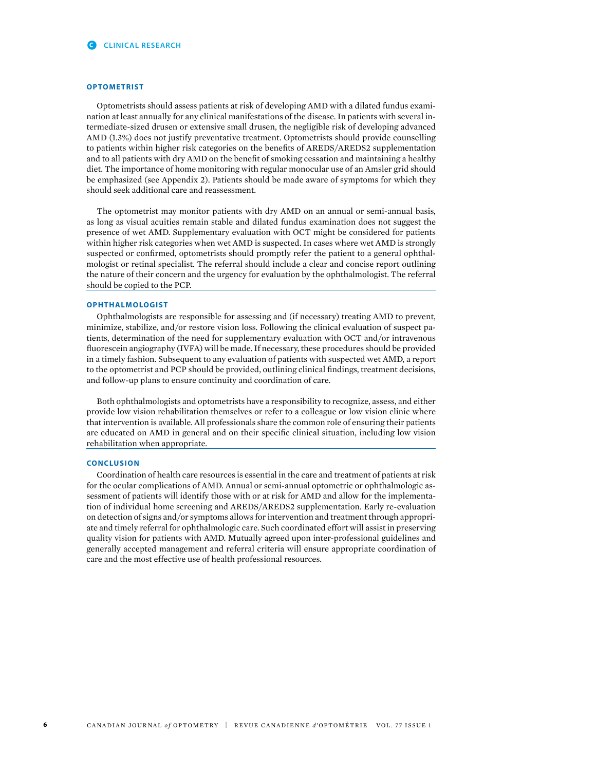## OPTOMETRIST

Optometrists should assess patients at risk of developing AMD with a dilated fundus examination at least annually for any clinical manifestations of the disease. In patients with several intermediate-sized drusen or extensive small drusen, the negligible risk of developing advanced AMD (1.3%) does not justify preventative treatment. Optometrists should provide counselling to patients within higher risk categories on the benefits of AREDS/AREDS2 supplementation and to all patients with dry AMD on the benefit of smoking cessation and maintaining a healthy diet. The importance of home monitoring with regular monocular use of an Amsler grid should be emphasized (see Appendix 2). Patients should be made aware of symptoms for which they should seek additional care and reassessment.

The optometrist may monitor patients with dry AMD on an annual or semi-annual basis, as long as visual acuities remain stable and dilated fundus examination does not suggest the presence of wet AMD. Supplementary evaluation with OCT might be considered for patients within higher risk categories when wet AMD is suspected. In cases where wet AMD is strongly suspected or confirmed, optometrists should promptly refer the patient to a general ophthalmologist or retinal specialist. The referral should include a clear and concise report outlining the nature of their concern and the urgency for evaluation by the ophthalmologist. The referral should be copied to the PCP.

## OPHTHALMOLOGIST

Ophthalmologists are responsible for assessing and (if necessary) treating AMD to prevent, minimize, stabilize, and/or restore vision loss. Following the clinical evaluation of suspect patients, determination of the need for supplementary evaluation with OCT and/or intravenous fluorescein angiography (IVFA) will be made. If necessary, these procedures should be provided in a timely fashion. Subsequent to any evaluation of patients with suspected wet AMD, a report to the optometrist and PCP should be provided, outlining clinical findings, treatment decisions, and follow-up plans to ensure continuity and coordination of care.

Both ophthalmologists and optometrists have a responsibility to recognize, assess, and either provide low vision rehabilitation themselves or refer to a colleague or low vision clinic where that intervention is available. All professionals share the common role of ensuring their patients are educated on AMD in general and on their specific clinical situation, including low vision rehabilitation when appropriate.

## CONCLUSION

Coordination of health care resources is essential in the care and treatment of patients at risk for the ocular complications of AMD. Annual or semi-annual optometric or ophthalmologic assessment of patients will identify those with or at risk for AMD and allow for the implementation of individual home screening and AREDS/AREDS2 supplementation. Early re-evaluation on detection of signs and/or symptoms allows for intervention and treatment through appropriate and timely referral for ophthalmologic care. Such coordinated effort will assist in preserving quality vision for patients with AMD. Mutually agreed upon inter-professional guidelines and generally accepted management and referral criteria will ensure appropriate coordination of care and the most effective use of health professional resources.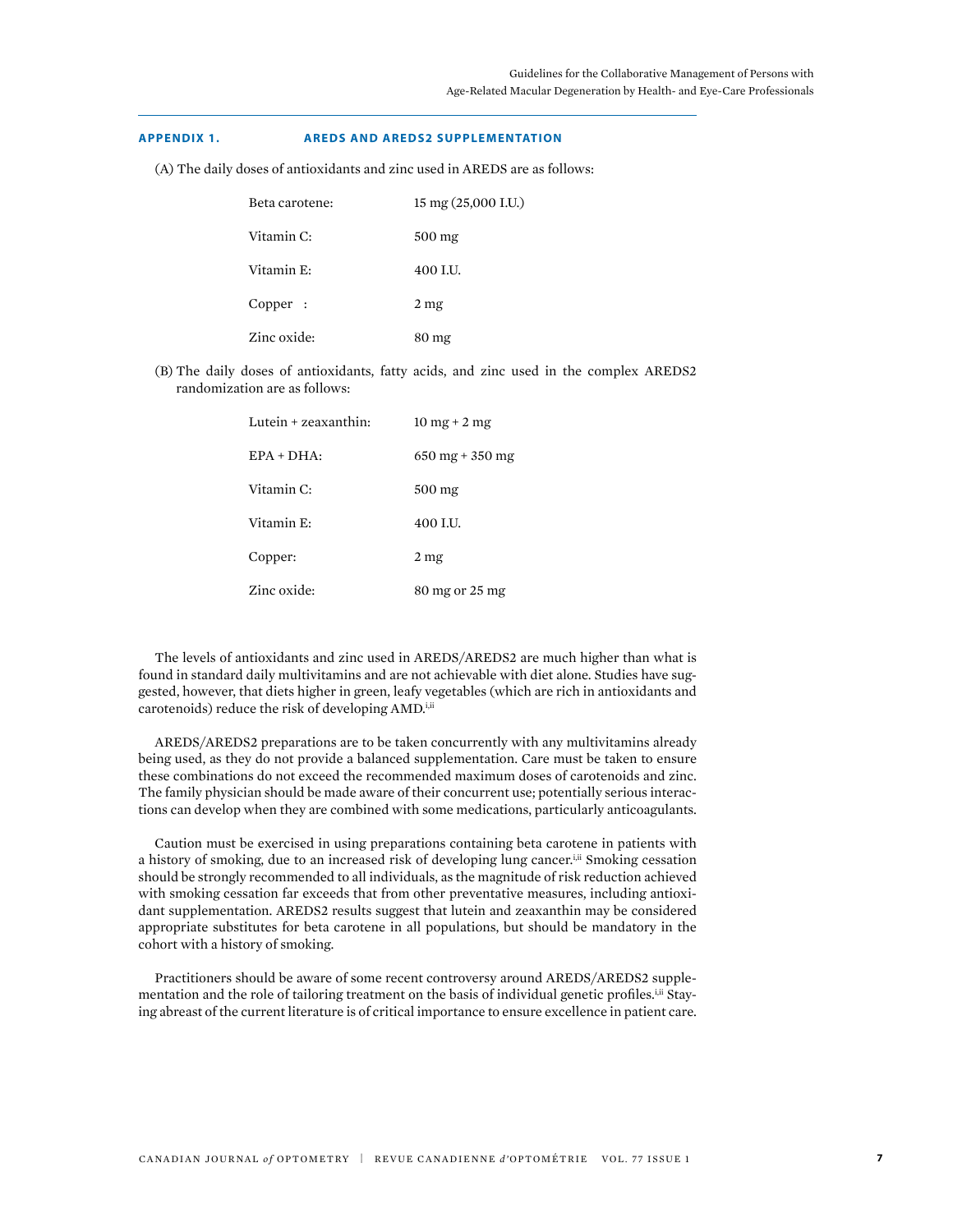## APPENDIX 1. AREDS AND AREDS2 SUPPLEMENTATION

(A) The daily doses of antioxidants and zinc used in AREDS are as follows:

| | |
|---|---|
| Beta carotene: | 15 mg (25,000 I.U.) |
| Vitamin C: | 500 mg |
| Vitamin E: | 400 I.U. |
| Copper : | 2 mg |
| Zinc oxide: | 80 mg |

(B) The daily doses of antioxidants, fatty acids, and zinc used in the complex AREDS2 randomization are as follows:

| | |
|---|---|
| Lutein + zeaxanthin: | 10 mg + 2 mg |
| EPA + DHA: | 650 mg + 350 mg |
| Vitamin C: | 500 mg |
| Vitamin E: | 400 I.U. |
| Copper: | 2 mg |
| Zinc oxide: | 80 mg or 25 mg |

The levels of antioxidants and zinc used in AREDS/AREDS2 are much higher than what is found in standard daily multivitamins and are not achievable with diet alone. Studies have suggested, however, that diets higher in green, leafy vegetables (which are rich in antioxidants and carotenoids) reduce the risk of developing AMD.[i,ii]

AREDS/AREDS2 preparations are to be taken concurrently with any multivitamins already being used, as they do not provide a balanced supplementation. Care must be taken to ensure these combinations do not exceed the recommended maximum doses of carotenoids and zinc. The family physician should be made aware of their concurrent use; potentially serious interactions can develop when they are combined with some medications, particularly anticoagulants.

Caution must be exercised in using preparations containing beta carotene in patients with a history of smoking, due to an increased risk of developing lung cancer.[i,ii] Smoking cessation should be strongly recommended to all individuals, as the magnitude of risk reduction achieved with smoking cessation far exceeds that from other preventative measures, including antioxidant supplementation. AREDS2 results suggest that lutein and zeaxanthin may be considered appropriate substitutes for beta carotene in all populations, but should be mandatory in the cohort with a history of smoking.

Practitioners should be aware of some recent controversy around AREDS/AREDS2 supplementation and the role of tailoring treatment on the basis of individual genetic profiles.[i,ii] Staying abreast of the current literature is of critical importance to ensure excellence in patient care.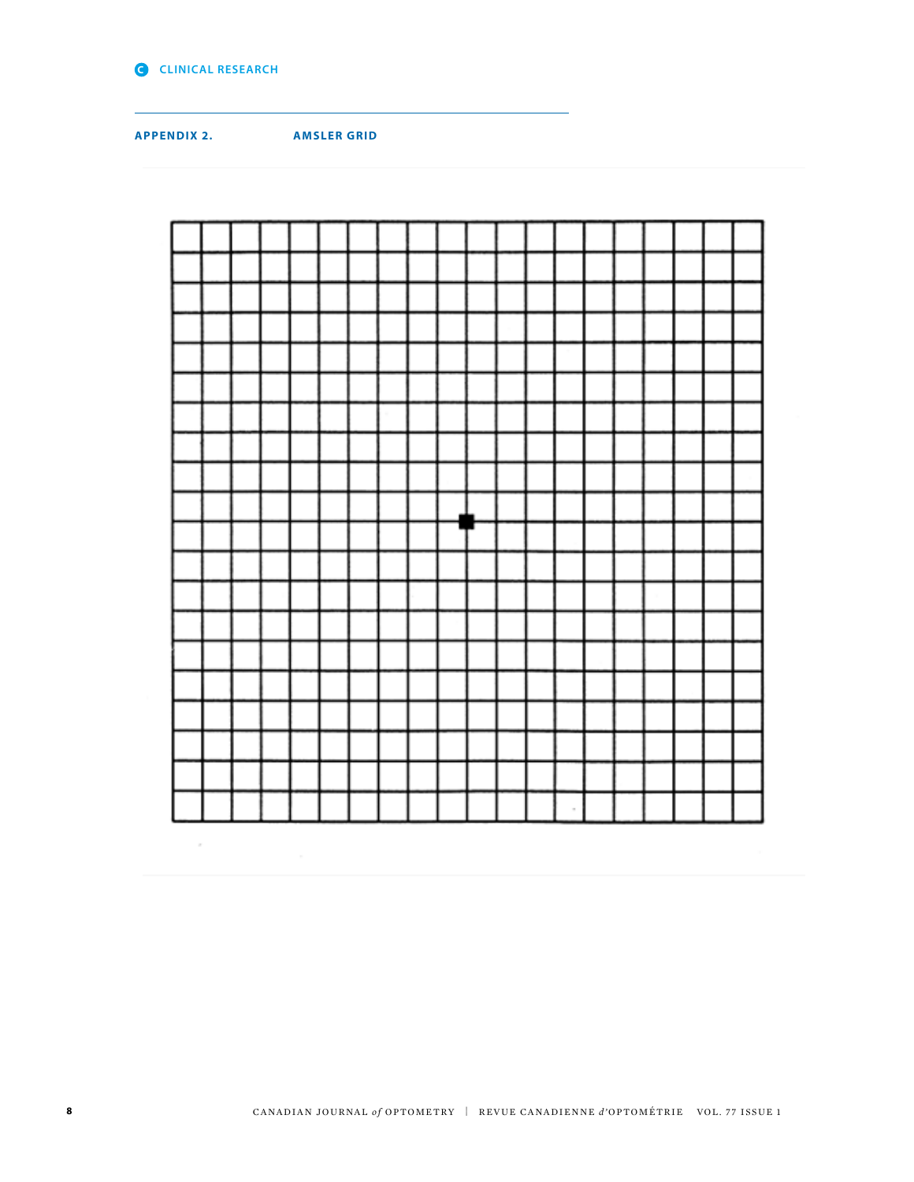## APPENDIX 2. AMSLER GRID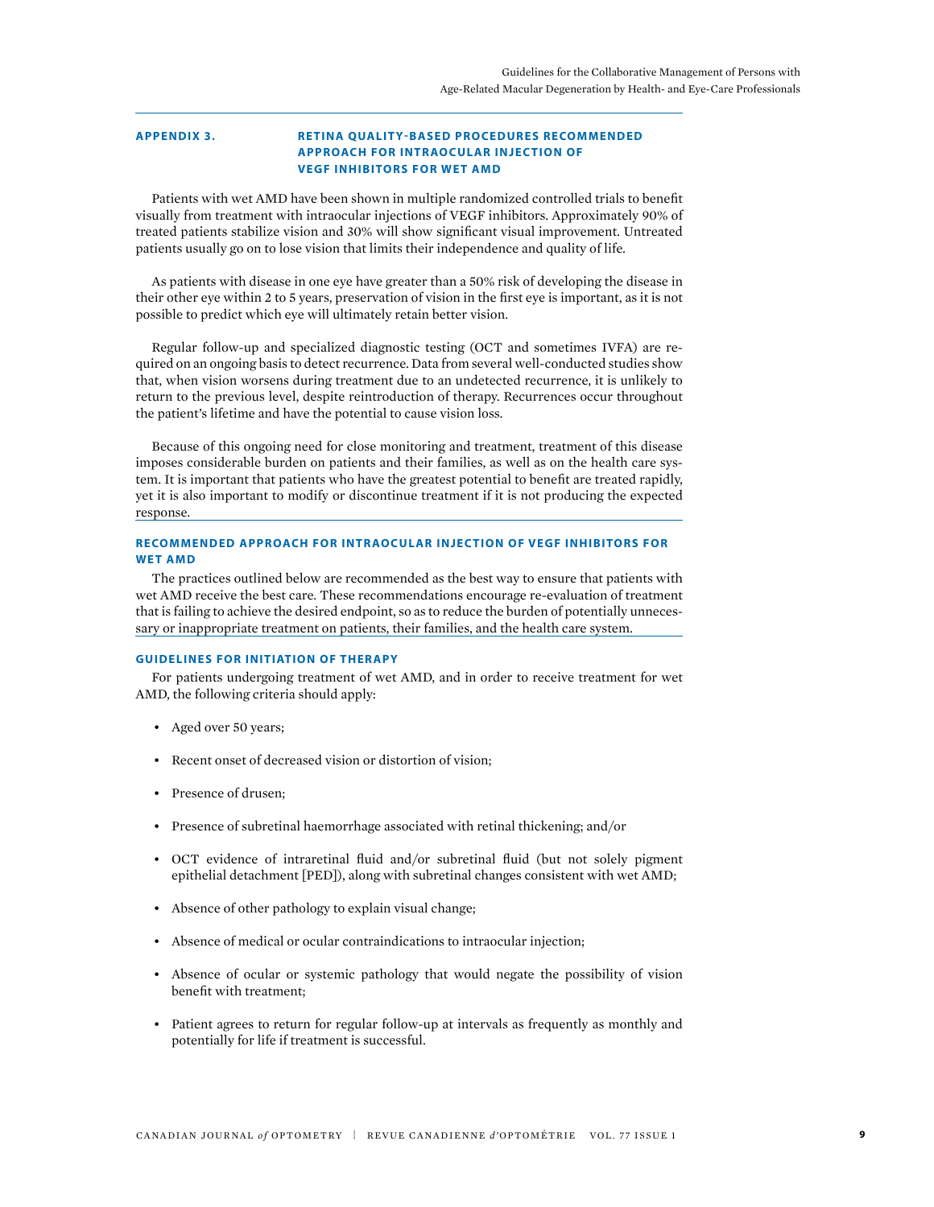## APPENDIX 3. RETINA QUALITY-BASED PROCEDURES RECOMMENDED APPROACH FOR INTRAOCULAR INJECTION OF VEGF INHIBITORS FOR WET AMD

Patients with wet AMD have been shown in multiple randomized controlled trials to benefit visually from treatment with intraocular injections of VEGF inhibitors. Approximately 90% of treated patients stabilize vision and 30% will show significant visual improvement. Untreated patients usually go on to lose vision that limits their independence and quality of life.

As patients with disease in one eye have greater than a 50% risk of developing the disease in their other eye within 2 to 5 years, preservation of vision in the first eye is important, as it is not possible to predict which eye will ultimately retain better vision.

Regular follow-up and specialized diagnostic testing (OCT and sometimes IVFA) are required on an ongoing basis to detect recurrence. Data from several well-conducted studies show that, when vision worsens during treatment due to an undetected recurrence, it is unlikely to return to the previous level, despite reintroduction of therapy. Recurrences occur throughout the patient's lifetime and have the potential to cause vision loss.

Because of this ongoing need for close monitoring and treatment, treatment of this disease imposes considerable burden on patients and their families, as well as on the health care system. It is important that patients who have the greatest potential to benefit are treated rapidly, yet it is also important to modify or discontinue treatment if it is not producing the expected response.

### RECOMMENDED APPROACH FOR INTRAOCULAR INJECTION OF VEGF INHIBITORS FOR WET AMD

The practices outlined below are recommended as the best way to ensure that patients with wet AMD receive the best care. These recommendations encourage re-evaluation of treatment that is failing to achieve the desired endpoint, so as to reduce the burden of potentially unnecessary or inappropriate treatment on patients, their families, and the health care system.

### GUIDELINES FOR INITIATION OF THERAPY

For patients undergoing treatment of wet AMD, and in order to receive treatment for wet AMD, the following criteria should apply:

- Aged over 50 years;
- Recent onset of decreased vision or distortion of vision;
- Presence of drusen;
- Presence of subretinal haemorrhage associated with retinal thickening; and/or
- OCT evidence of intraretinal fluid and/or subretinal fluid (but not solely pigment epithelial detachment [PED]), along with subretinal changes consistent with wet AMD;
- Absence of other pathology to explain visual change;
- Absence of medical or ocular contraindications to intraocular injection;
- Absence of ocular or systemic pathology that would negate the possibility of vision benefit with treatment;
- Patient agrees to return for regular follow-up at intervals as frequently as monthly and potentially for life if treatment is successful.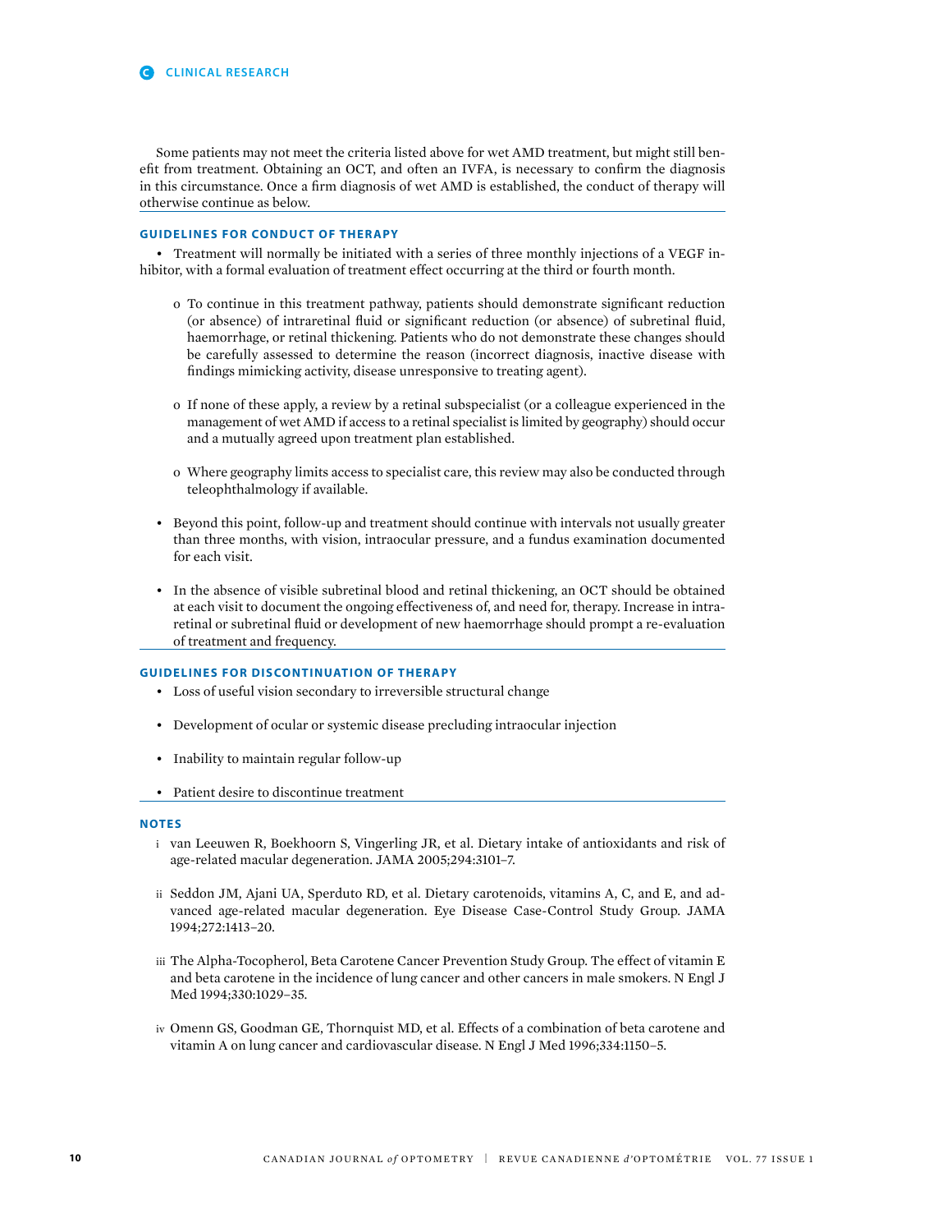Some patients may not meet the criteria listed above for wet AMD treatment, but might still benefit from treatment. Obtaining an OCT, and often an IVFA, is necessary to confirm the diagnosis in this circumstance. Once a firm diagnosis of wet AMD is established, the conduct of therapy will otherwise continue as below.

### GUIDELINES FOR CONDUCT OF THERAPY

- Treatment will normally be initiated with a series of three monthly injections of a VEGF inhibitor, with a formal evaluation of treatment effect occurring at the third or fourth month.
  - To continue in this treatment pathway, patients should demonstrate significant reduction (or absence) of intraretinal fluid or significant reduction (or absence) of subretinal fluid, haemorrhage, or retinal thickening. Patients who do not demonstrate these changes should be carefully assessed to determine the reason (incorrect diagnosis, inactive disease with findings mimicking activity, disease unresponsive to treating agent).
  - If none of these apply, a review by a retinal subspecialist (or a colleague experienced in the management of wet AMD if access to a retinal specialist is limited by geography) should occur and a mutually agreed upon treatment plan established.
  - Where geography limits access to specialist care, this review may also be conducted through teleophthalmology if available.
- Beyond this point, follow-up and treatment should continue with intervals not usually greater than three months, with vision, intraocular pressure, and a fundus examination documented for each visit.
- In the absence of visible subretinal blood and retinal thickening, an OCT should be obtained at each visit to document the ongoing effectiveness of, and need for, therapy. Increase in intraretinal or subretinal fluid or development of new haemorrhage should prompt a re-evaluation of treatment and frequency.

### GUIDELINES FOR DISCONTINUATION OF THERAPY

- Loss of useful vision secondary to irreversible structural change
- Development of ocular or systemic disease precluding intraocular injection
- Inability to maintain regular follow-up
- Patient desire to discontinue treatment

### NOTES

i van Leeuwen R, Boekhoorn S, Vingerling JR, et al. Dietary intake of antioxidants and risk of age-related macular degeneration. JAMA 2005;294:3101–7.

ii Seddon JM, Ajani UA, Sperduto RD, et al. Dietary carotenoids, vitamins A, C, and E, and advanced age-related macular degeneration. Eye Disease Case-Control Study Group. JAMA 1994;272:1413–20.

iii The Alpha-Tocopherol, Beta Carotene Cancer Prevention Study Group. The effect of vitamin E and beta carotene in the incidence of lung cancer and other cancers in male smokers. N Engl J Med 1994;330:1029–35.

iv Omenn GS, Goodman GE, Thornquist MD, et al. Effects of a combination of beta carotene and vitamin A on lung cancer and cardiovascular disease. N Engl J Med 1996;334:1150–5.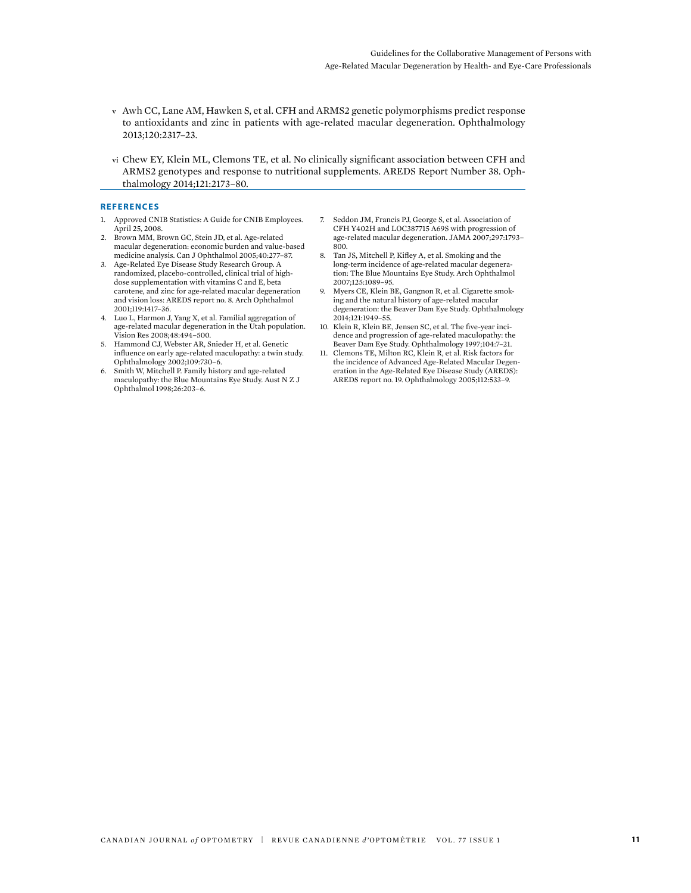v Awh CC, Lane AM, Hawken S, et al. CFH and ARMS2 genetic polymorphisms predict response to antioxidants and zinc in patients with age-related macular degeneration. Ophthalmology 2013;120:2317–23.

vi Chew EY, Klein ML, Clemons TE, et al. No clinically significant association between CFH and ARMS2 genotypes and response to nutritional supplements. AREDS Report Number 38. Ophthalmology 2014;121:2173–80.

## REFERENCES

1. Approved CNIB Statistics: A Guide for CNIB Employees. April 25, 2008.
2. Brown MM, Brown GC, Stein JD, et al. Age-related macular degeneration: economic burden and value-based medicine analysis. Can J Ophthalmol 2005;40:277–87.
3. Age-Related Eye Disease Study Research Group. A randomized, placebo-controlled, clinical trial of high-dose supplementation with vitamins C and E, beta carotene, and zinc for age-related macular degeneration and vision loss: AREDS report no. 8. Arch Ophthalmol 2001;119:1417–36.
4. Luo L, Harmon J, Yang X, et al. Familial aggregation of age-related macular degeneration in the Utah population. Vision Res 2008;48:494–500.
5. Hammond CJ, Webster AR, Snieder H, et al. Genetic influence on early age-related maculopathy: a twin study. Ophthalmology 2002;109:730–6.
6. Smith W, Mitchell P. Family history and age-related maculopathy: the Blue Mountains Eye Study. Aust N Z J Ophthalmol 1998;26:203–6.
7. Seddon JM, Francis PJ, George S, et al. Association of CFH Y402H and LOC387715 A69S with progression of age-related macular degeneration. JAMA 2007;297:1793–800.
8. Tan JS, Mitchell P, Kifley A, et al. Smoking and the long-term incidence of age-related macular degeneration: The Blue Mountains Eye Study. Arch Ophthalmol 2007;125:1089–95.
9. Myers CE, Klein BE, Gangnon R, et al. Cigarette smoking and the natural history of age-related macular degeneration: the Beaver Dam Eye Study. Ophthalmology 2014;121:1949–55.
10. Klein R, Klein BE, Jensen SC, et al. The five-year incidence and progression of age-related maculopathy: the Beaver Dam Eye Study. Ophthalmology 1997;104:7–21.
11. Clemons TE, Milton RC, Klein R, et al. Risk factors for the incidence of Advanced Age-Related Macular Degeneration in the Age-Related Eye Disease Study (AREDS): AREDS report no. 19. Ophthalmology 2005;112:533–9.